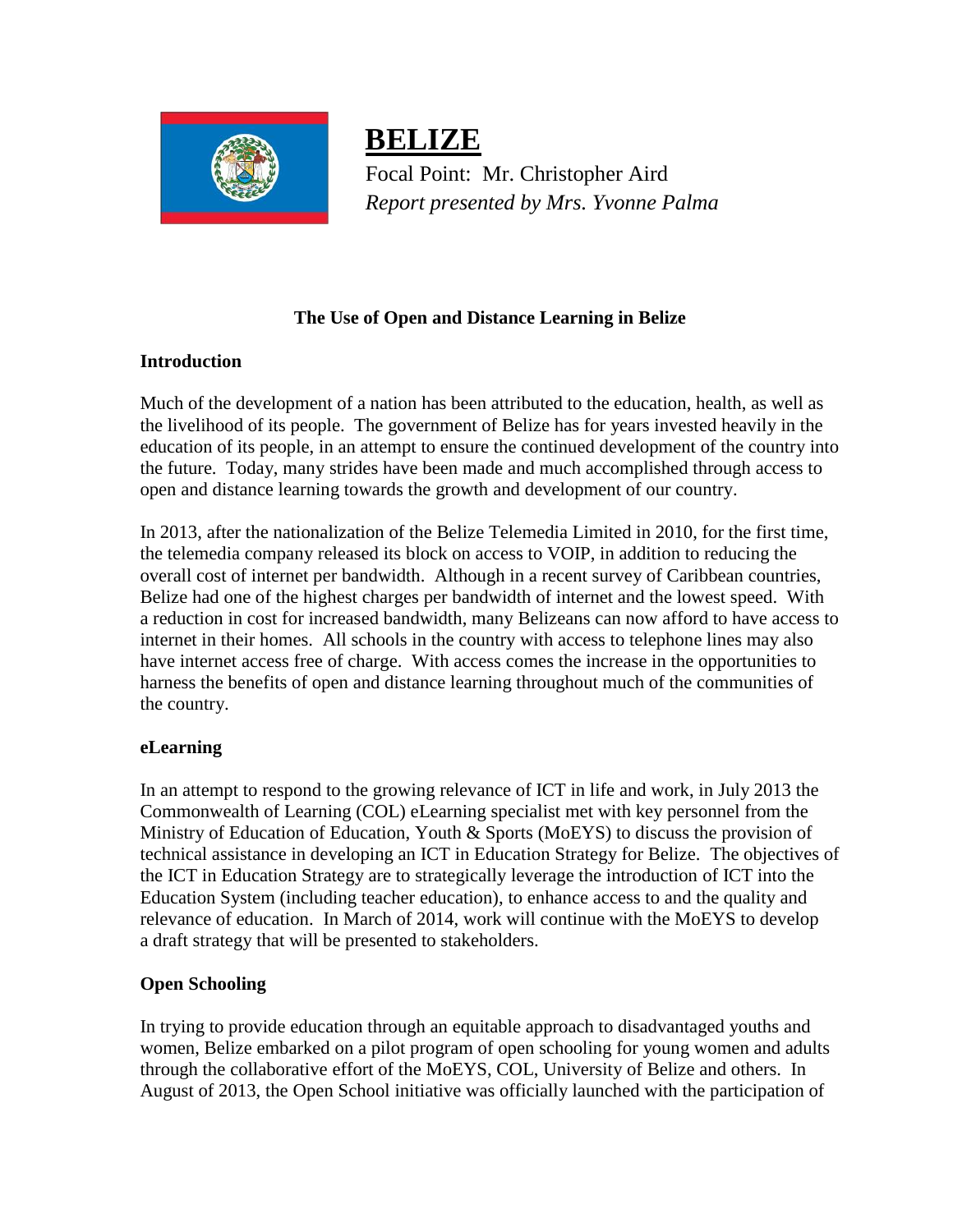# BELIZE

Focal Point: Mr. Christopher Aird

*Report presented by Mrs. Yvonne Palma*

## The Use of Open and Distance Learning in Belize

### Introduction

Much of the development of a nation has been attributed to the education, health, as well as the livelihood of its people. The government of Belize has for years invested heavily in the education of its people, in an attempt to ensure the continued development of the country into the future. Today, many strides have been made and much accomplished through access to open and distance learning towards the growth and development of our country.

In 2013, after the nationalization of the Belize Telemedia Limited in 2010, for the first time, the telemedia company released its block on access to VOIP, in addition to reducing the overall cost of internet per bandwidth. Although in a recent survey of Caribbean countries, Belize had one of the highest charges per bandwidth of internet and the lowest speed. With a reduction in cost for increased bandwidth, many Belizeans can now afford to have access to internet in their homes. All schools in the country with access to telephone lines may also have internet access free of charge. With access comes the increase in the opportunities to harness the benefits of open and distance learning throughout much of the communities of the country.

### eLearning

In an attempt to respond to the growing relevance of ICT in life and work, in July 2013 the Commonwealth of Learning (COL) eLearning specialist met with key personnel from the Ministry of Education of Education, Youth & Sports (MoEYS) to discuss the provision of technical assistance in developing an ICT in Education Strategy for Belize. The objectives of the ICT in Education Strategy are to strategically leverage the introduction of ICT into the Education System (including teacher education), to enhance access to and the quality and relevance of education. In March of 2014, work will continue with the MoEYS to develop a draft strategy that will be presented to stakeholders.

### Open Schooling

In trying to provide education through an equitable approach to disadvantaged youths and women, Belize embarked on a pilot program of open schooling for young women and adults through the collaborative effort of the MoEYS, COL, University of Belize and others. In August of 2013, the Open School initiative was officially launched with the participation of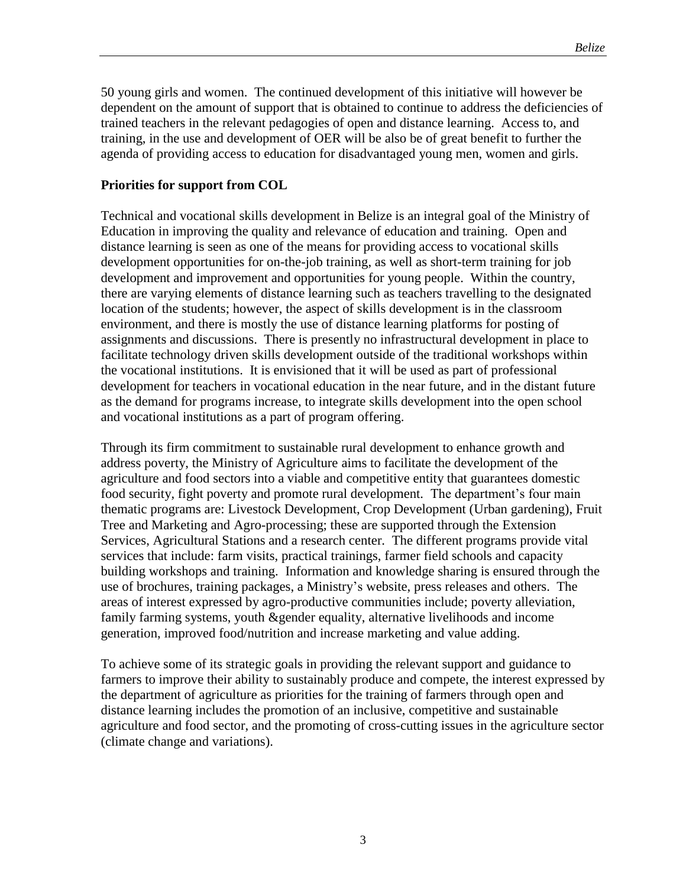50 young girls and women. The continued development of this initiative will however be dependent on the amount of support that is obtained to continue to address the deficiencies of trained teachers in the relevant pedagogies of open and distance learning. Access to, and training, in the use and development of OER will be also be of great benefit to further the agenda of providing access to education for disadvantaged young men, women and girls.

**Priorities for support from COL**

Technical and vocational skills development in Belize is an integral goal of the Ministry of Education in improving the quality and relevance of education and training. Open and distance learning is seen as one of the means for providing access to vocational skills development opportunities for on-the-job training, as well as short-term training for job development and improvement and opportunities for young people. Within the country, there are varying elements of distance learning such as teachers travelling to the designated location of the students; however, the aspect of skills development is in the classroom environment, and there is mostly the use of distance learning platforms for posting of assignments and discussions. There is presently no infrastructural development in place to facilitate technology driven skills development outside of the traditional workshops within the vocational institutions. It is envisioned that it will be used as part of professional development for teachers in vocational education in the near future, and in the distant future as the demand for programs increase, to integrate skills development into the open school and vocational institutions as a part of program offering.

Through its firm commitment to sustainable rural development to enhance growth and address poverty, the Ministry of Agriculture aims to facilitate the development of the agriculture and food sectors into a viable and competitive entity that guarantees domestic food security, fight poverty and promote rural development. The department's four main thematic programs are: Livestock Development, Crop Development (Urban gardening), Fruit Tree and Marketing and Agro-processing; these are supported through the Extension Services, Agricultural Stations and a research center. The different programs provide vital services that include: farm visits, practical trainings, farmer field schools and capacity building workshops and training. Information and knowledge sharing is ensured through the use of brochures, training packages, a Ministry's website, press releases and others. The areas of interest expressed by agro-productive communities include; poverty alleviation, family farming systems, youth &gender equality, alternative livelihoods and income generation, improved food/nutrition and increase marketing and value adding.

To achieve some of its strategic goals in providing the relevant support and guidance to farmers to improve their ability to sustainably produce and compete, the interest expressed by the department of agriculture as priorities for the training of farmers through open and distance learning includes the promotion of an inclusive, competitive and sustainable agriculture and food sector, and the promoting of cross-cutting issues in the agriculture sector (climate change and variations).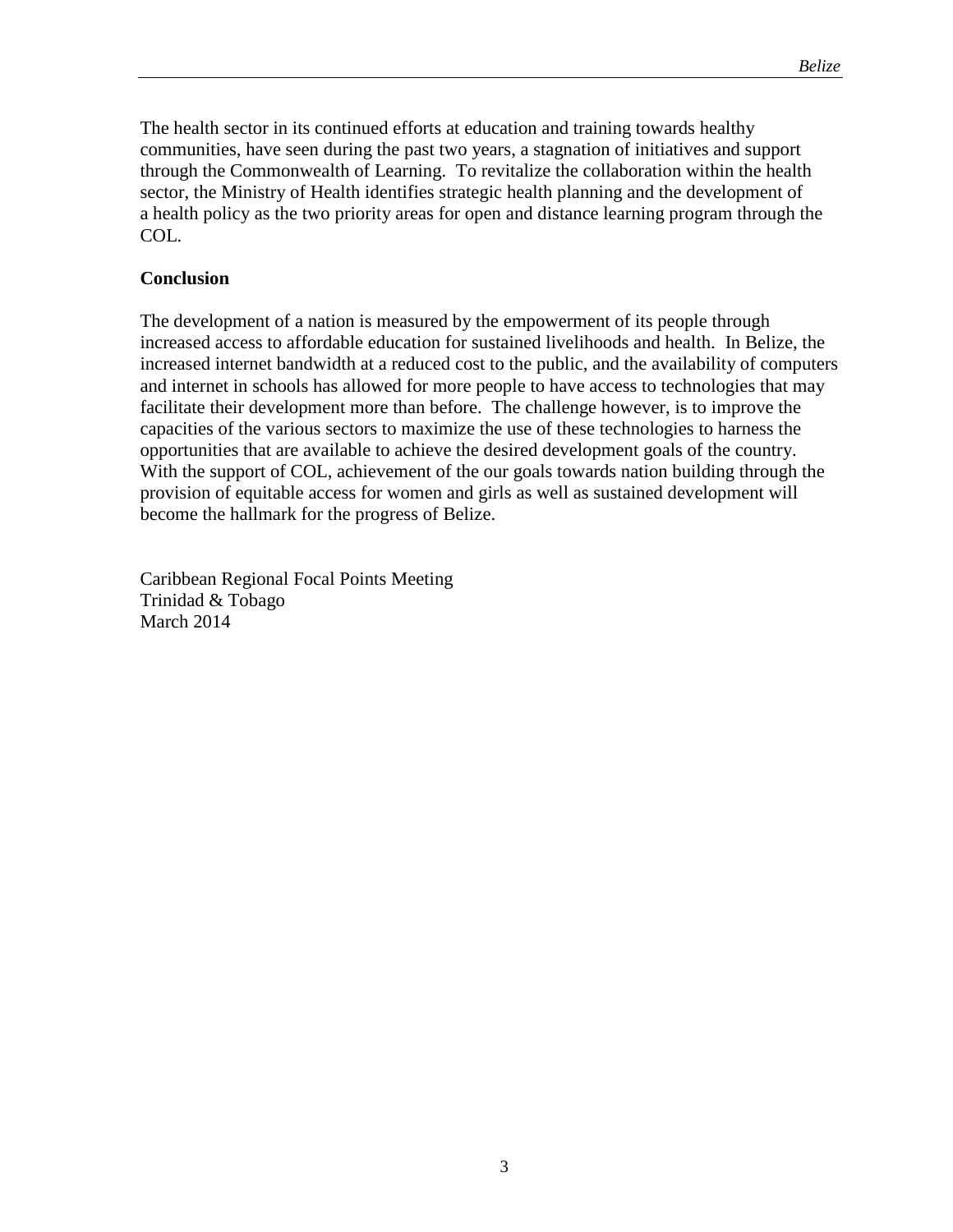The health sector in its continued efforts at education and training towards healthy communities, have seen during the past two years, a stagnation of initiatives and support through the Commonwealth of Learning. To revitalize the collaboration within the health sector, the Ministry of Health identifies strategic health planning and the development of a health policy as the two priority areas for open and distance learning program through the COL.

**Conclusion**

The development of a nation is measured by the empowerment of its people through increased access to affordable education for sustained livelihoods and health. In Belize, the increased internet bandwidth at a reduced cost to the public, and the availability of computers and internet in schools has allowed for more people to have access to technologies that may facilitate their development more than before. The challenge however, is to improve the capacities of the various sectors to maximize the use of these technologies to harness the opportunities that are available to achieve the desired development goals of the country. With the support of COL, achievement of the our goals towards nation building through the provision of equitable access for women and girls as well as sustained development will become the hallmark for the progress of Belize.

Caribbean Regional Focal Points Meeting
Trinidad & Tobago
March 2014